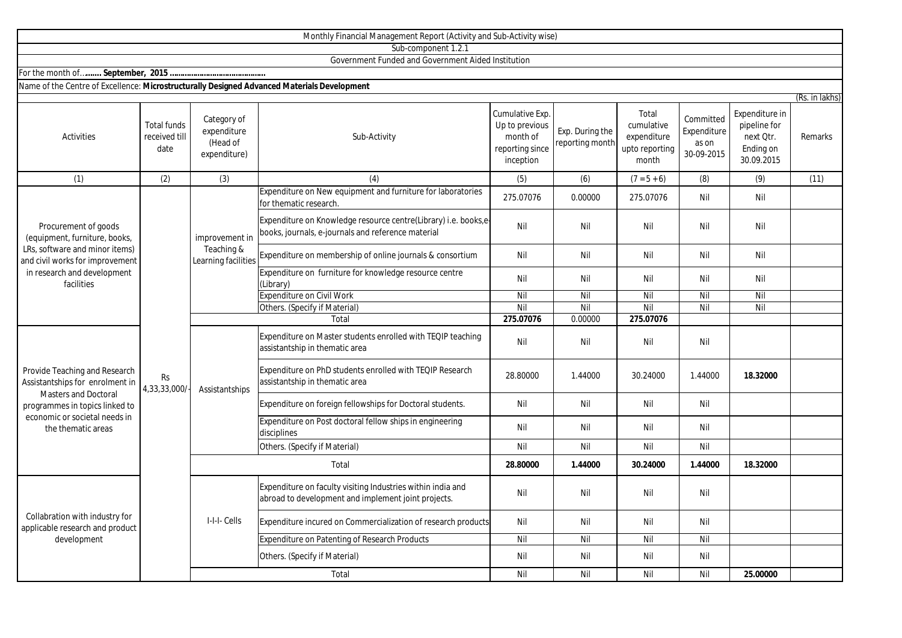Monthly Financial Management Report (Activity and Sub-Activity wise)

Sub-component 1.2.1

Government Funded and Government Aided Institution

For the month of........ **September, 2015** ..........................................

Name of the Centre of Excellence: **Microstructurally Designed Advanced Materials Development**

(Rs. in lakhs)

| Activities | Total funds received till date | Category of expenditure (Head of expenditure) | Sub-Activity | Cumulative Exp. Up to previous month of reporting since inception | Exp. During the reporting month | Total cumulative expenditure upto reporting month | Committed Expenditure as on 30-09-2015 | Expenditure in pipeline for next Qtr. Ending on 30.09.2015 | Remarks |
|---|---|---|---|---|---|---|---|---|---|
| (1) | (2) | (3) | (4) | (5) | (6) | (7 = 5 + 6) | (8) | (9) | (11) |
| Procurement of goods (equipment, furniture, books, LRs, software and minor items) and civil works for improvement in research and development facilities | Rs 4,33,33,000/- | improvement in Teaching & Learning facilities | Expenditure on New equipment and furniture for laboratories for thematic research. | 275.07076 | 0.00000 | 275.07076 | Nil | Nil | |
| | | | Expenditure on Knowledge resource centre(Library) i.e. books,e-books, journals, e-journals and reference material | Nil | Nil | Nil | Nil | Nil | |
| | | | Expenditure on membership of online journals & consortium | Nil | Nil | Nil | Nil | Nil | |
| | | | Expenditure on furniture for knowledge resource centre (Library) | Nil | Nil | Nil | Nil | Nil | |
| | | | Expenditure on Civil Work | Nil | Nil | Nil | Nil | Nil | |
| | | | Others. (Specify if Material) | Nil | Nil | Nil | Nil | Nil | |
| | | | Total | **275.07076** | 0.00000 | **275.07076** | | | |
| Provide Teaching and Research Assistantships for enrolment in Masters and Doctoral programmes in topics linked to economic or societal needs in the thematic areas | | Assistantships | Expenditure on Master students enrolled with TEQIP teaching assistantship in thematic area | Nil | Nil | Nil | Nil | | |
| | | | Expenditure on PhD students enrolled with TEQIP Research assistantship in thematic area | 28.80000 | 1.44000 | 30.24000 | 1.44000 | **18.32000** | |
| | | | Expenditure on foreign fellowships for Doctoral students. | Nil | Nil | Nil | Nil | | |
| | | | Expenditure on Post doctoral fellow ships in engineering disciplines | Nil | Nil | Nil | Nil | | |
| | | | Others. (Specify if Material) | Nil | Nil | Nil | Nil | | |
| | | | Total | **28.80000** | **1.44000** | **30.24000** | **1.44000** | **18.32000** | |
| Collabration with industry for applicable research and product development | | I-I-I- Cells | Expenditure on faculty visiting Industries within india and abroad to development and implement joint projects. | Nil | Nil | Nil | Nil | | |
| | | | Expenditure incured on Commercialization of research products | Nil | Nil | Nil | Nil | | |
| | | | Expenditure on Patenting of Research Products | Nil | Nil | Nil | Nil | | |
| | | | Others. (Specify if Material) | Nil | Nil | Nil | Nil | | |
| | | | Total | Nil | Nil | Nil | Nil | **25.00000** | |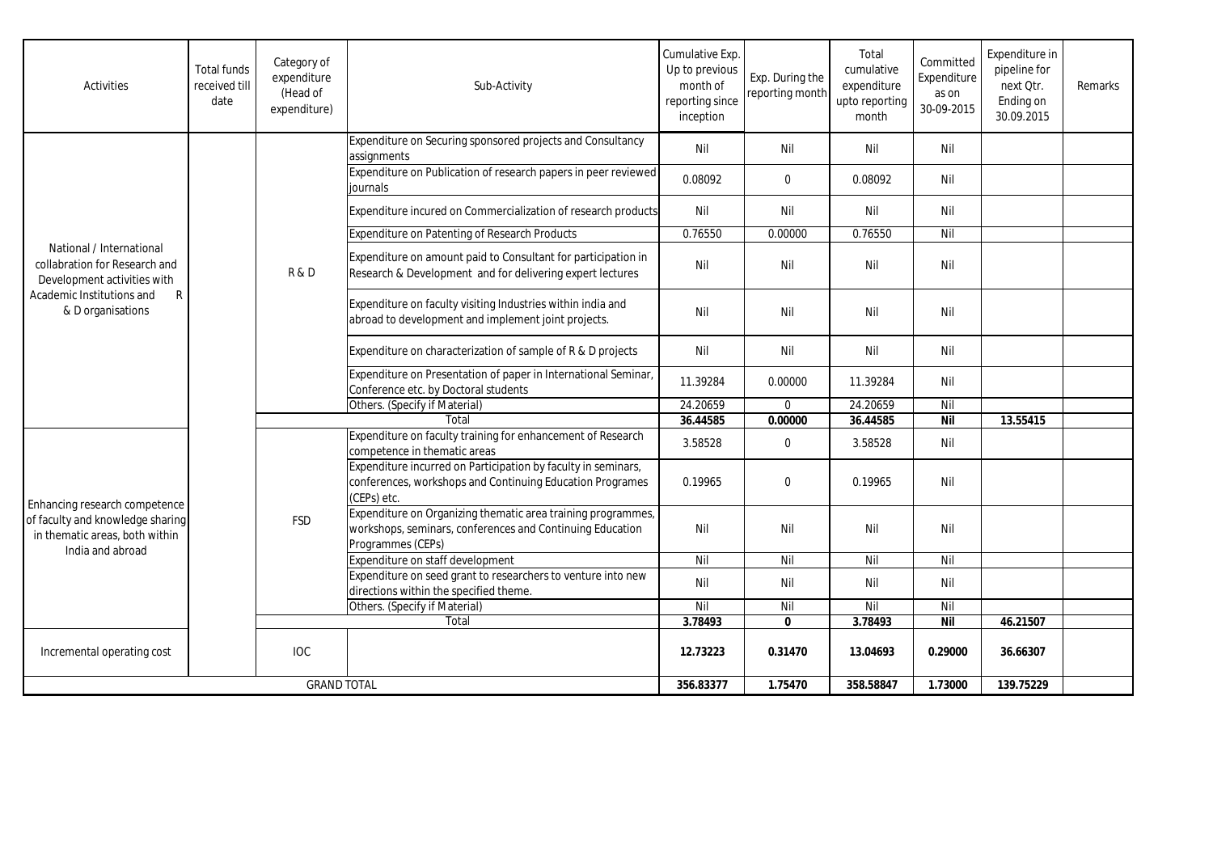| Activities | Total funds received till date | Category of expenditure (Head of expenditure) | Sub-Activity | Cumulative Exp. Up to previous month of reporting since inception | Exp. During the reporting month | Total cumulative expenditure upto reporting month | Committed Expenditure as on 30-09-2015 | Expenditure in pipeline for next Qtr. Ending on 30.09.2015 | Remarks |
|---|---|---|---|---|---|---|---|---|---|
| National / International collabration for Research and Development activities with Academic Institutions and R & D organisations | | R & D | Expenditure on Securing sponsored projects and Consultancy assignments | Nil | Nil | Nil | Nil | | |
| | | | Expenditure on Publication of research papers in peer reviewed journals | 0.08092 | 0 | 0.08092 | Nil | | |
| | | | Expenditure incured on Commercialization of research products | Nil | Nil | Nil | Nil | | |
| | | | Expenditure on Patenting of Research Products | 0.76550 | 0.00000 | 0.76550 | Nil | | |
| | | | Expenditure on amount paid to Consultant for participation in Research & Development and for delivering expert lectures | Nil | Nil | Nil | Nil | | |
| | | | Expenditure on faculty visiting Industries within india and abroad to development and implement joint projects. | Nil | Nil | Nil | Nil | | |
| | | | Expenditure on characterization of sample of R & D projects | Nil | Nil | Nil | Nil | | |
| | | | Expenditure on Presentation of paper in International Seminar, Conference etc. by Doctoral students | 11.39284 | 0.00000 | 11.39284 | Nil | | |
| | | | Others. (Specify if Material) | 24.20659 | 0 | 24.20659 | Nil | | |
| | | | **Total** | **36.44585** | **0.00000** | **36.44585** | **Nil** | **13.55415** | |
| Enhancing research competence of faculty and knowledge sharing in thematic areas, both within India and abroad | | FSD | Expenditure on faculty training for enhancement of Research competence in thematic areas | 3.58528 | 0 | 3.58528 | Nil | | |
| | | | Expenditure incurred on Participation by faculty in seminars, conferences, workshops and Continuing Education Programes (CEPs) etc. | 0.19965 | 0 | 0.19965 | Nil | | |
| | | | Expenditure on Organizing thematic area training programmes, workshops, seminars, conferences and Continuing Education Programmes (CEPs) | Nil | Nil | Nil | Nil | | |
| | | | Expenditure on staff development | Nil | Nil | Nil | Nil | | |
| | | | Expenditure on seed grant to researchers to venture into new directions within the specified theme. | Nil | Nil | Nil | Nil | | |
| | | | Others. (Specify if Material) | Nil | Nil | Nil | Nil | | |
| | | | **Total** | **3.78493** | **0** | **3.78493** | **Nil** | **46.21507** | |
| Incremental operating cost | | IOC | | **12.73223** | **0.31470** | **13.04693** | **0.29000** | **36.66307** | |
| GRAND TOTAL | | | | **356.83377** | **1.75470** | **358.58847** | **1.73000** | **139.75229** | |